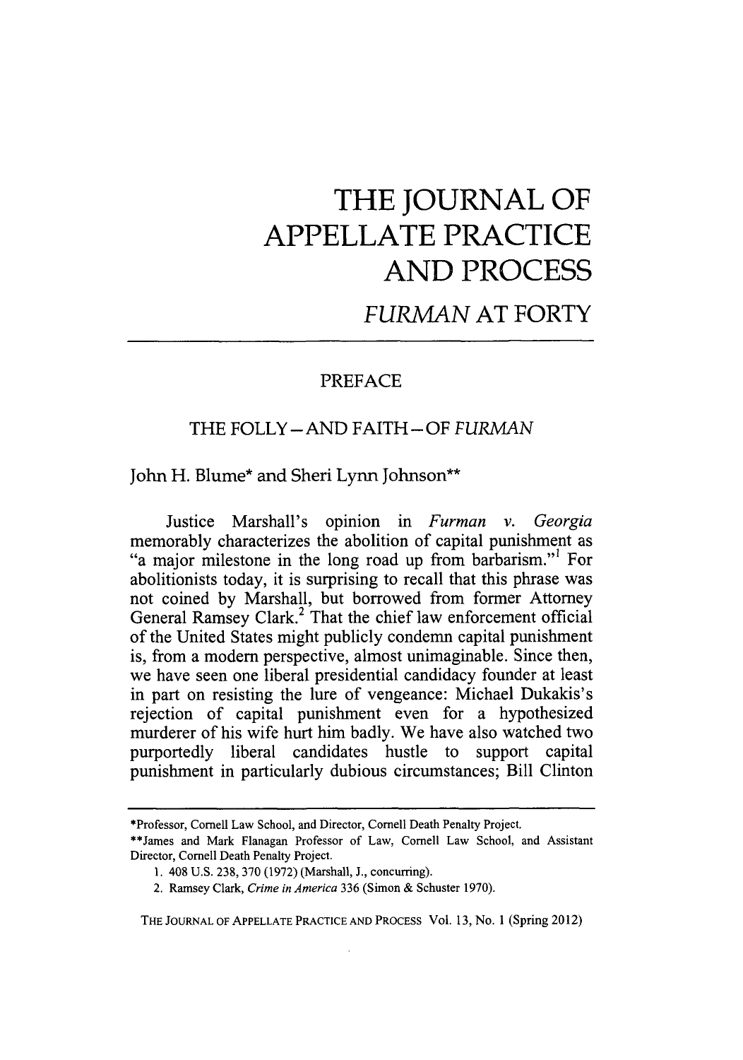# THE JOURNAL OF APPELLATE PRACTICE AND PROCESS

## *FURMAN* AT FORTY

### PREFACE

### THE FOLLY—AND FAITH—OF *FURMAN*

John H. Blume* and Sheri Lynn Johnson**

Justice Marshall's opinion in *Furman v. Georgia* memorably characterizes the abolition of capital punishment as "a major milestone in the long road up from barbarism."[1] For abolitionists today, it is surprising to recall that this phrase was not coined by Marshall, but borrowed from former Attorney General Ramsey Clark.[2] That the chief law enforcement official of the United States might publicly condemn capital punishment is, from a modern perspective, almost unimaginable. Since then, we have seen one liberal presidential candidacy founder at least in part on resisting the lure of vengeance: Michael Dukakis's rejection of capital punishment even for a hypothesized murderer of his wife hurt him badly. We have also watched two purportedly liberal candidates hustle to support capital punishment in particularly dubious circumstances; Bill Clinton

---

*Professor, Cornell Law School, and Director, Cornell Death Penalty Project.

**James and Mark Flanagan Professor of Law, Cornell Law School, and Assistant Director, Cornell Death Penalty Project.

1. 408 U.S. 238, 370 (1972) (Marshall, J., concurring).

2. Ramsey Clark, *Crime in America* 336 (Simon & Schuster 1970).

THE JOURNAL OF APPELLATE PRACTICE AND PROCESS Vol. 13, No. 1 (Spring 2012)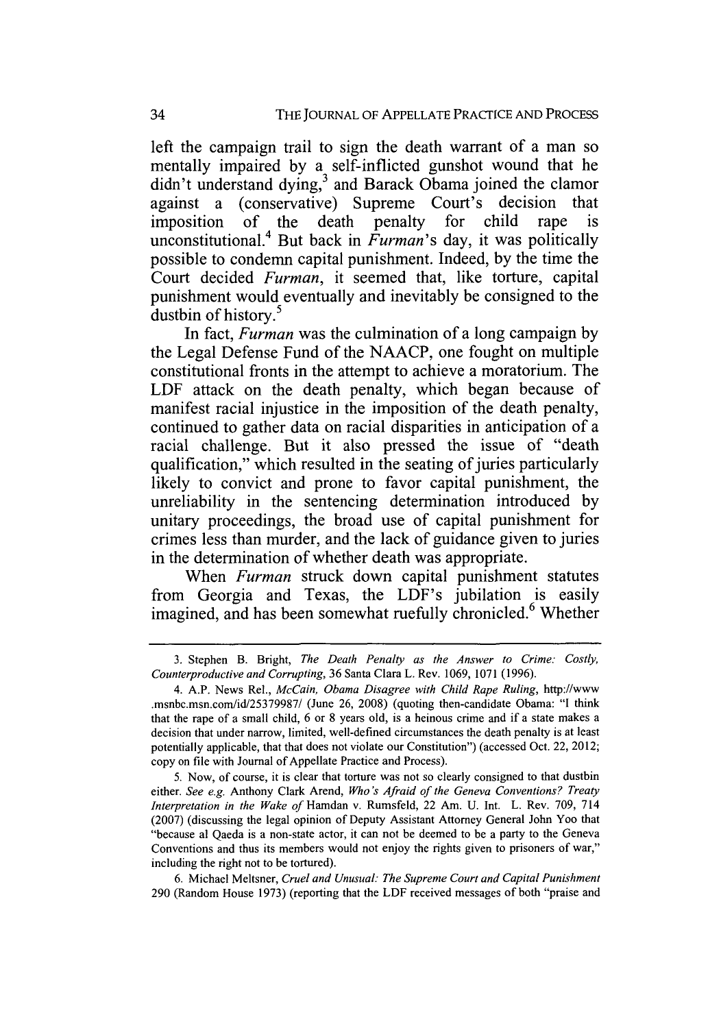left the campaign trail to sign the death warrant of a man so mentally impaired by a self-inflicted gunshot wound that he didn't understand dying,[3] and Barack Obama joined the clamor against a (conservative) Supreme Court's decision that imposition of the death penalty for child rape is unconstitutional.[4] But back in *Furman*'s day, it was politically possible to condemn capital punishment. Indeed, by the time the Court decided *Furman*, it seemed that, like torture, capital punishment would eventually and inevitably be consigned to the dustbin of history.[5]

In fact, *Furman* was the culmination of a long campaign by the Legal Defense Fund of the NAACP, one fought on multiple constitutional fronts in the attempt to achieve a moratorium. The LDF attack on the death penalty, which began because of manifest racial injustice in the imposition of the death penalty, continued to gather data on racial disparities in anticipation of a racial challenge. But it also pressed the issue of "death qualification," which resulted in the seating of juries particularly likely to convict and prone to favor capital punishment, the unreliability in the sentencing determination introduced by unitary proceedings, the broad use of capital punishment for crimes less than murder, and the lack of guidance given to juries in the determination of whether death was appropriate.

When *Furman* struck down capital punishment statutes from Georgia and Texas, the LDF's jubilation is easily imagined, and has been somewhat ruefully chronicled.[6] Whether

---

3. Stephen B. Bright, *The Death Penalty as the Answer to Crime: Costly, Counterproductive and Corrupting*, 36 Santa Clara L. Rev. 1069, 1071 (1996).

4. A.P. News Rel., *McCain, Obama Disagree with Child Rape Ruling*, http://www.msnbc.msn.com/id/25379987/ (June 26, 2008) (quoting then-candidate Obama: "I think that the rape of a small child, 6 or 8 years old, is a heinous crime and if a state makes a decision that under narrow, limited, well-defined circumstances the death penalty is at least potentially applicable, that that does not violate our Constitution") (accessed Oct. 22, 2012; copy on file with Journal of Appellate Practice and Process).

5. Now, of course, it is clear that torture was not so clearly consigned to that dustbin either. *See e.g.* Anthony Clark Arend, *Who's Afraid of the Geneva Conventions? Treaty Interpretation in the Wake of* Hamdan v. Rumsfeld, 22 Am. U. Int. L. Rev. 709, 714 (2007) (discussing the legal opinion of Deputy Assistant Attorney General John Yoo that "because al Qaeda is a non-state actor, it can not be deemed to be a party to the Geneva Conventions and thus its members would not enjoy the rights given to prisoners of war," including the right not to be tortured).

6. Michael Meltsner, *Cruel and Unusual: The Supreme Court and Capital Punishment* 290 (Random House 1973) (reporting that the LDF received messages of both "praise and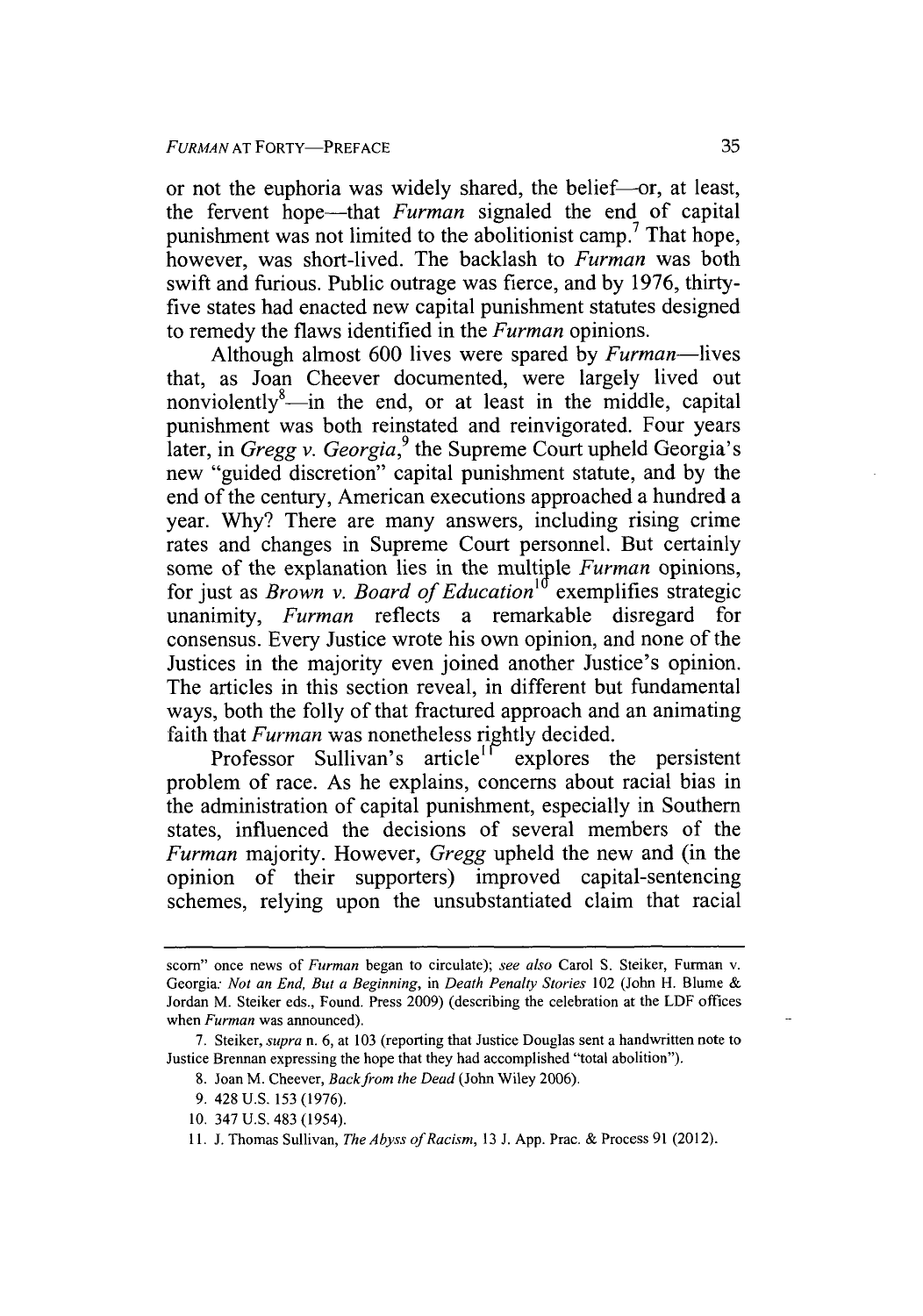or not the euphoria was widely shared, the belief—or, at least, the fervent hope—that *Furman* signaled the end of capital punishment was not limited to the abolitionist camp.[7] That hope, however, was short-lived. The backlash to *Furman* was both swift and furious. Public outrage was fierce, and by 1976, thirty-five states had enacted new capital punishment statutes designed to remedy the flaws identified in the *Furman* opinions.

Although almost 600 lives were spared by *Furman*—lives that, as Joan Cheever documented, were largely lived out nonviolently[8]—in the end, or at least in the middle, capital punishment was both reinstated and reinvigorated. Four years later, in *Gregg v. Georgia*,[9] the Supreme Court upheld Georgia's new "guided discretion" capital punishment statute, and by the end of the century, American executions approached a hundred a year. Why? There are many answers, including rising crime rates and changes in Supreme Court personnel. But certainly some of the explanation lies in the multiple *Furman* opinions, for just as *Brown v. Board of Education*[10] exemplifies strategic unanimity, *Furman* reflects a remarkable disregard for consensus. Every Justice wrote his own opinion, and none of the Justices in the majority even joined another Justice's opinion. The articles in this section reveal, in different but fundamental ways, both the folly of that fractured approach and an animating faith that *Furman* was nonetheless rightly decided.

Professor Sullivan's article[11] explores the persistent problem of race. As he explains, concerns about racial bias in the administration of capital punishment, especially in Southern states, influenced the decisions of several members of the *Furman* majority. However, *Gregg* upheld the new and (in the opinion of their supporters) improved capital-sentencing schemes, relying upon the unsubstantiated claim that racial

---

scorn" once news of *Furman* began to circulate); *see also* Carol S. Steiker, Furman v. Georgia*: Not an End, But a Beginning*, in *Death Penalty Stories* 102 (John H. Blume & Jordan M. Steiker eds., Found. Press 2009) (describing the celebration at the LDF offices when *Furman* was announced).

7. Steiker, *supra* n. 6, at 103 (reporting that Justice Douglas sent a handwritten note to Justice Brennan expressing the hope that they had accomplished "total abolition").

8. Joan M. Cheever, *Back from the Dead* (John Wiley 2006).

9. 428 U.S. 153 (1976).

10. 347 U.S. 483 (1954).

11. J. Thomas Sullivan, *The Abyss of Racism*, 13 J. App. Prac. & Process 91 (2012).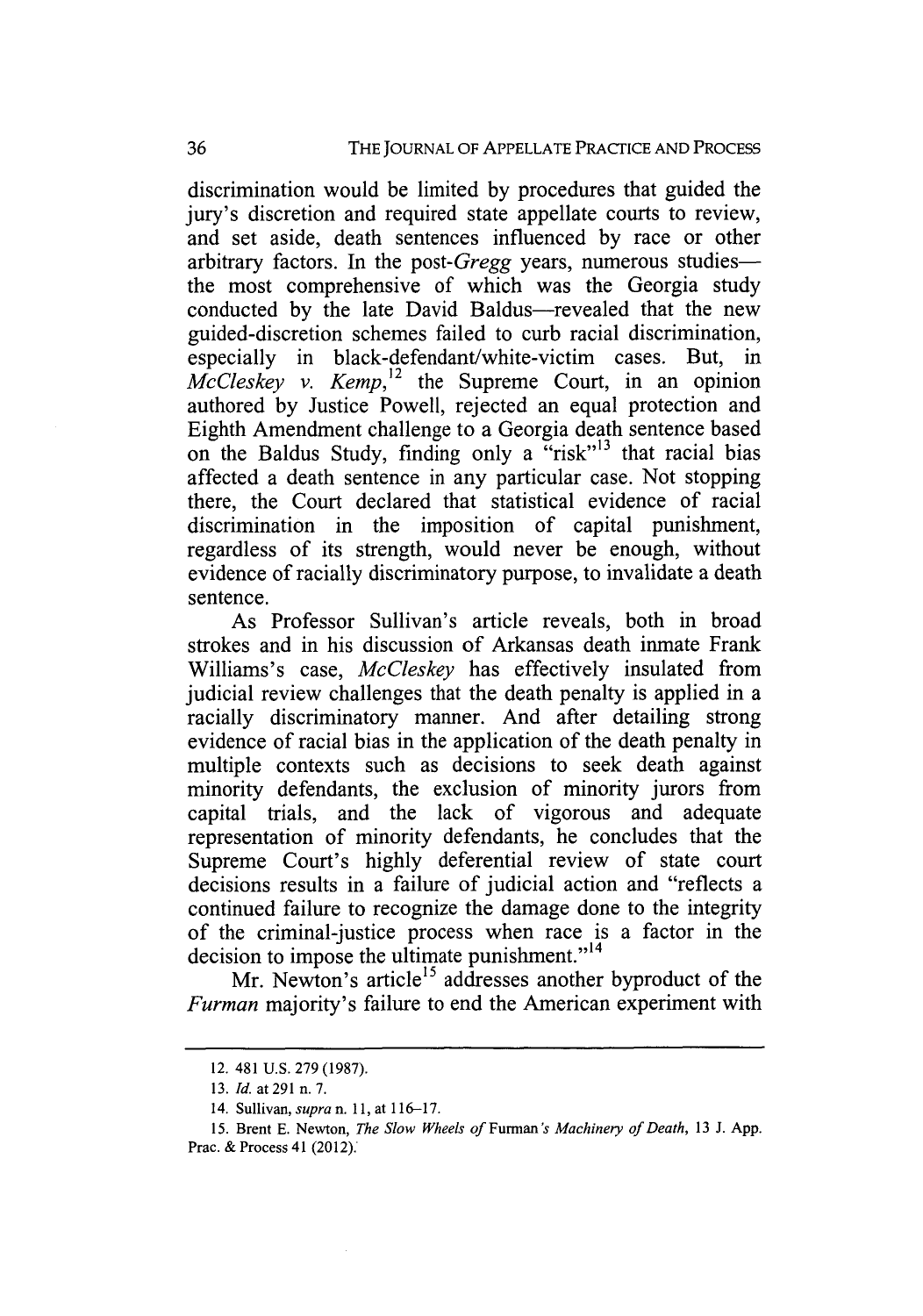discrimination would be limited by procedures that guided the jury's discretion and required state appellate courts to review, and set aside, death sentences influenced by race or other arbitrary factors. In the post-*Gregg* years, numerous studies—the most comprehensive of which was the Georgia study conducted by the late David Baldus—revealed that the new guided-discretion schemes failed to curb racial discrimination, especially in black-defendant/white-victim cases. But, in *McCleskey v. Kemp*,[12] the Supreme Court, in an opinion authored by Justice Powell, rejected an equal protection and Eighth Amendment challenge to a Georgia death sentence based on the Baldus Study, finding only a "risk"[13] that racial bias affected a death sentence in any particular case. Not stopping there, the Court declared that statistical evidence of racial discrimination in the imposition of capital punishment, regardless of its strength, would never be enough, without evidence of racially discriminatory purpose, to invalidate a death sentence.

As Professor Sullivan's article reveals, both in broad strokes and in his discussion of Arkansas death inmate Frank Williams's case, *McCleskey* has effectively insulated from judicial review challenges that the death penalty is applied in a racially discriminatory manner. And after detailing strong evidence of racial bias in the application of the death penalty in multiple contexts such as decisions to seek death against minority defendants, the exclusion of minority jurors from capital trials, and the lack of vigorous and adequate representation of minority defendants, he concludes that the Supreme Court's highly deferential review of state court decisions results in a failure of judicial action and "reflects a continued failure to recognize the damage done to the integrity of the criminal-justice process when race is a factor in the decision to impose the ultimate punishment."[14]

Mr. Newton's article[15] addresses another byproduct of the *Furman* majority's failure to end the American experiment with

---

12. 481 U.S. 279 (1987).

13. *Id.* at 291 n. 7.

14. Sullivan, *supra* n. 11, at 116–17.

15. Brent E. Newton, *The Slow Wheels of* Furman*'s Machinery of Death*, 13 J. App. Prac. & Process 41 (2012).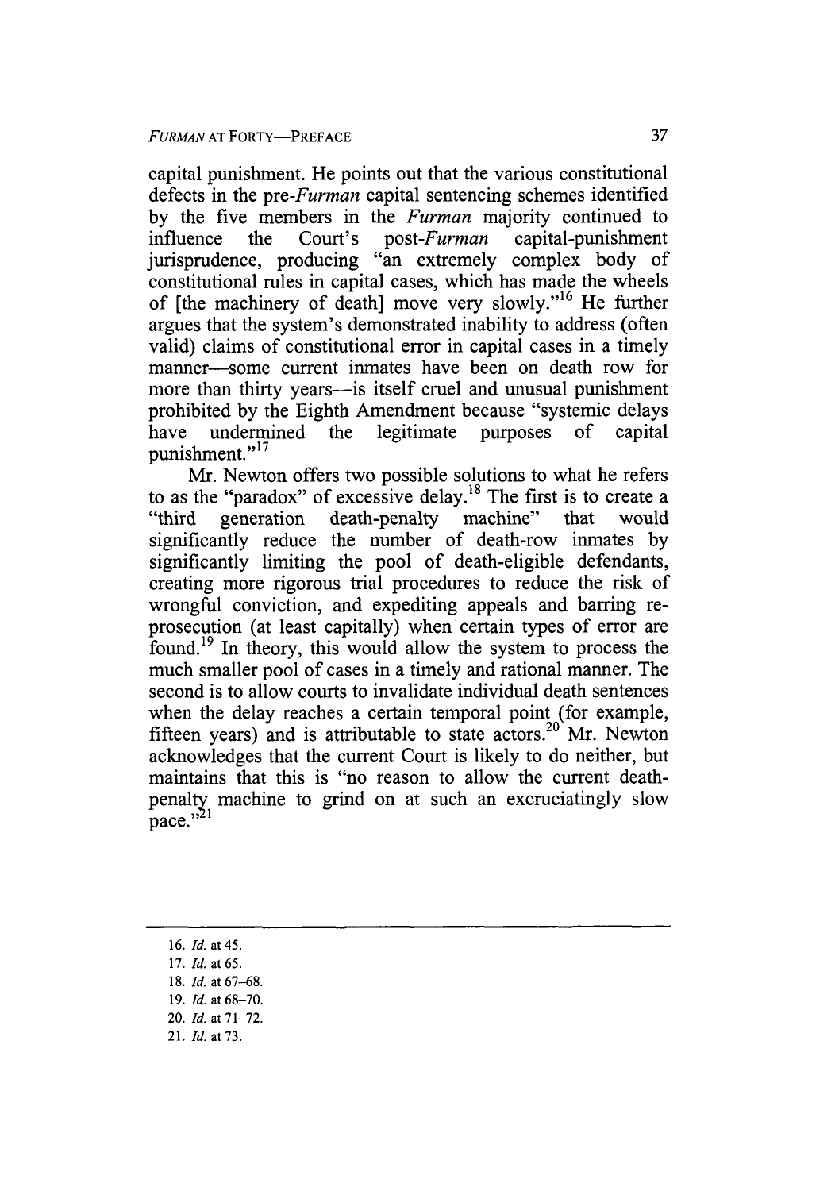capital punishment. He points out that the various constitutional defects in the pre-*Furman* capital sentencing schemes identified by the five members in the *Furman* majority continued to influence the Court's post-*Furman* capital-punishment jurisprudence, producing "an extremely complex body of constitutional rules in capital cases, which has made the wheels of [the machinery of death] move very slowly."[16] He further argues that the system's demonstrated inability to address (often valid) claims of constitutional error in capital cases in a timely manner—some current inmates have been on death row for more than thirty years—is itself cruel and unusual punishment prohibited by the Eighth Amendment because "systemic delays have undermined the legitimate purposes of capital punishment."[17]

Mr. Newton offers two possible solutions to what he refers to as the "paradox" of excessive delay.[18] The first is to create a "third generation death-penalty machine" that would significantly reduce the number of death-row inmates by significantly limiting the pool of death-eligible defendants, creating more rigorous trial procedures to reduce the risk of wrongful conviction, and expediting appeals and barring re-prosecution (at least capitally) when certain types of error are found.[19] In theory, this would allow the system to process the much smaller pool of cases in a timely and rational manner. The second is to allow courts to invalidate individual death sentences when the delay reaches a certain temporal point (for example, fifteen years) and is attributable to state actors.[20] Mr. Newton acknowledges that the current Court is likely to do neither, but maintains that this is "no reason to allow the current death-penalty machine to grind on at such an excruciatingly slow pace."[21]

---

16. *Id.* at 45.
17. *Id.* at 65.
18. *Id.* at 67–68.
19. *Id.* at 68–70.
20. *Id.* at 71–72.
21. *Id.* at 73.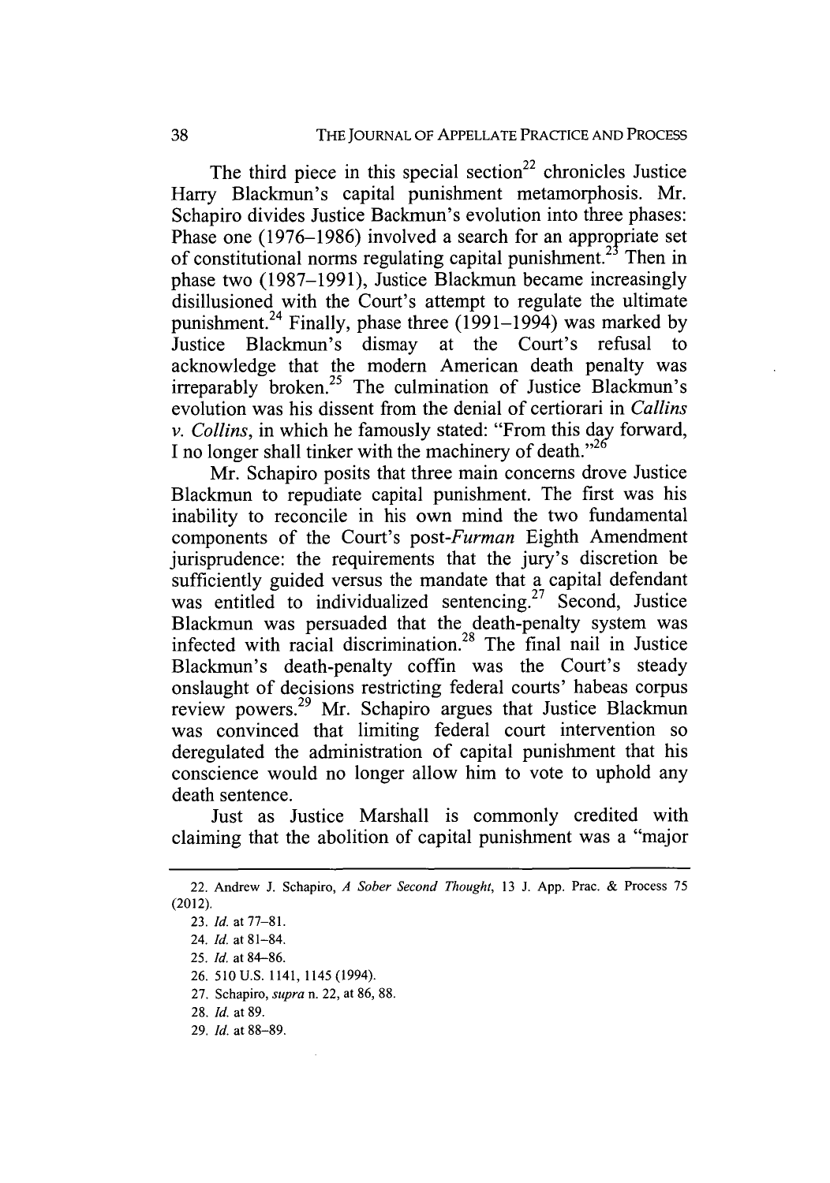The third piece in this special section[22] chronicles Justice Harry Blackmun's capital punishment metamorphosis. Mr. Schapiro divides Justice Backmun's evolution into three phases: Phase one (1976–1986) involved a search for an appropriate set of constitutional norms regulating capital punishment.[23] Then in phase two (1987–1991), Justice Blackmun became increasingly disillusioned with the Court's attempt to regulate the ultimate punishment.[24] Finally, phase three (1991–1994) was marked by Justice Blackmun's dismay at the Court's refusal to acknowledge that the modern American death penalty was irreparably broken.[25] The culmination of Justice Blackmun's evolution was his dissent from the denial of certiorari in *Callins v. Collins*, in which he famously stated: "From this day forward, I no longer shall tinker with the machinery of death."[26]

Mr. Schapiro posits that three main concerns drove Justice Blackmun to repudiate capital punishment. The first was his inability to reconcile in his own mind the two fundamental components of the Court's post-*Furman* Eighth Amendment jurisprudence: the requirements that the jury's discretion be sufficiently guided versus the mandate that a capital defendant was entitled to individualized sentencing.[27] Second, Justice Blackmun was persuaded that the death-penalty system was infected with racial discrimination.[28] The final nail in Justice Blackmun's death-penalty coffin was the Court's steady onslaught of decisions restricting federal courts' habeas corpus review powers.[29] Mr. Schapiro argues that Justice Blackmun was convinced that limiting federal court intervention so deregulated the administration of capital punishment that his conscience would no longer allow him to vote to uphold any death sentence.

Just as Justice Marshall is commonly credited with claiming that the abolition of capital punishment was a "major

---

22. Andrew J. Schapiro, *A Sober Second Thought*, 13 J. App. Prac. & Process 75 (2012).

23. *Id.* at 77–81.

24. *Id.* at 81–84.

25. *Id.* at 84–86.

26. 510 U.S. 1141, 1145 (1994).

27. Schapiro, *supra* n. 22, at 86, 88.

28. *Id.* at 89.

29. *Id.* at 88–89.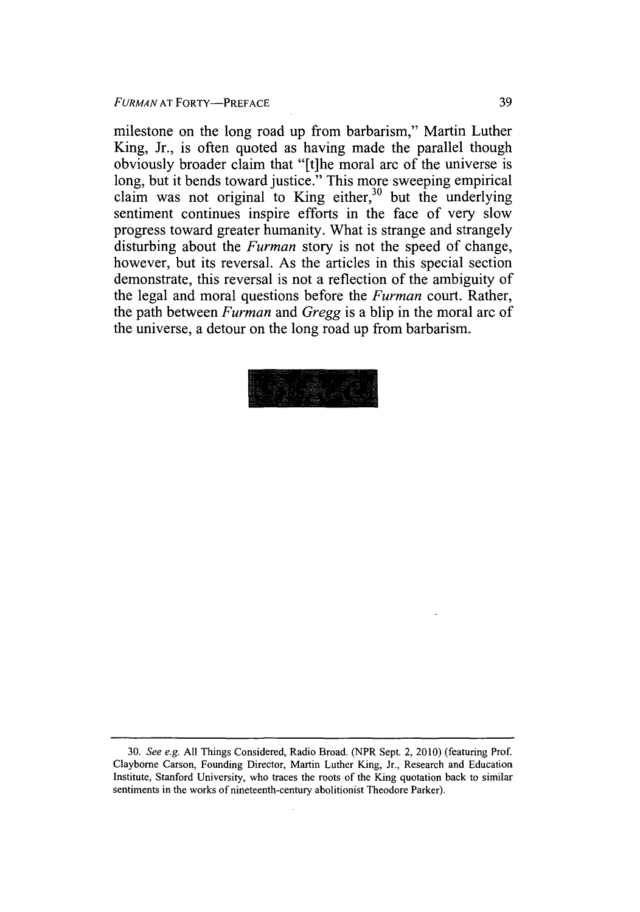milestone on the long road up from barbarism," Martin Luther King, Jr., is often quoted as having made the parallel though obviously broader claim that "[t]he moral arc of the universe is long, but it bends toward justice." This more sweeping empirical claim was not original to King either,[30] but the underlying sentiment continues inspire efforts in the face of very slow progress toward greater humanity. What is strange and strangely disturbing about the *Furman* story is not the speed of change, however, but its reversal. As the articles in this special section demonstrate, this reversal is not a reflection of the ambiguity of the legal and moral questions before the *Furman* court. Rather, the path between *Furman* and *Gregg* is a blip in the moral arc of the universe, a detour on the long road up from barbarism.

---

30. *See e.g.* All Things Considered, Radio Broad. (NPR Sept. 2, 2010) (featuring Prof. Clayborne Carson, Founding Director, Martin Luther King, Jr., Research and Education Institute, Stanford University, who traces the roots of the King quotation back to similar sentiments in the works of nineteenth-century abolitionist Theodore Parker).